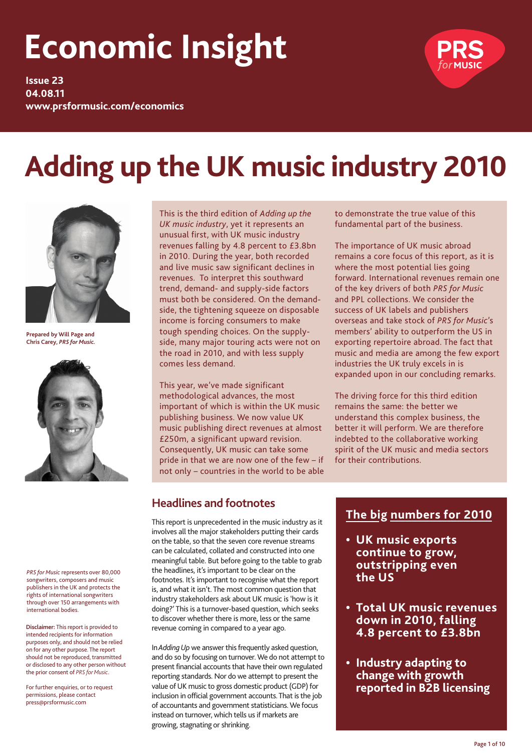# Economic Insight

**Issue 23**
**04.08.11**
**www.prsformusic.com/economics**

# Adding up the UK music industry 2010

**Prepared by Will Page and Chris Carey, *PRS for Music*.**

This is the third edition of *Adding up the UK music industry*, yet it represents an unusual first, with UK music industry revenues falling by 4.8 percent to £3.8bn in 2010. During the year, both recorded and live music saw significant declines in revenues. To interpret this southward trend, demand- and supply-side factors must both be considered. On the demand-side, the tightening squeeze on disposable income is forcing consumers to make tough spending choices. On the supply-side, many major touring acts were not on the road in 2010, and with less supply comes less demand.

This year, we've made significant methodological advances, the most important of which is within the UK music publishing business. We now value UK music publishing direct revenues at almost £250m, a significant upward revision. Consequently, UK music can take some pride in that we are now one of the few – if not only – countries in the world to be able to demonstrate the true value of this fundamental part of the business.

The importance of UK music abroad remains a core focus of this report, as it is where the most potential lies going forward. International revenues remain one of the key drivers of both *PRS for Music* and PPL collections. We consider the success of UK labels and publishers overseas and take stock of *PRS for Music*'s members' ability to outperform the US in exporting repertoire abroad. The fact that music and media are among the few export industries the UK truly excels in is expanded upon in our concluding remarks.

The driving force for this third edition remains the same: the better we understand this complex business, the better it will perform. We are therefore indebted to the collaborative working spirit of the UK music and media sectors for their contributions.

## Headlines and footnotes

This report is unprecedented in the music industry as it involves all the major stakeholders putting their cards on the table, so that the seven core revenue streams can be calculated, collated and constructed into one meaningful table. But before going to the table to grab the headlines, it's important to be clear on the footnotes. It's important to recognise what the report is, and what it isn't. The most common question that industry stakeholders ask about UK music is 'how is it doing?' This is a turnover-based question, which seeks to discover whether there is more, less or the same revenue coming in compared to a year ago.

In *Adding Up* we answer this frequently asked question, and do so by focusing on turnover. We do not attempt to present financial accounts that have their own regulated reporting standards. Nor do we attempt to present the value of UK music to gross domestic product (GDP) for inclusion in official government accounts. That is the job of accountants and government statisticians. We focus instead on turnover, which tells us if markets are growing, stagnating or shrinking.

## The big numbers for 2010

- **UK music exports continue to grow, outstripping even the US**
- **Total UK music revenues down in 2010, falling 4.8 percent to £3.8bn**
- **Industry adapting to change with growth reported in B2B licensing**

*PRS for Music* represents over 80,000 songwriters, composers and music publishers in the UK and protects the rights of international songwriters through over 150 arrangements with international bodies.

**Disclaimer:** This report is provided to intended recipients for information purposes only, and should not be relied on for any other purpose. The report should not be reproduced, transmitted or disclosed to any other person without the prior consent of *PRS for Music*.

For further enquiries, or to request permissions, please contact press@prsformusic.com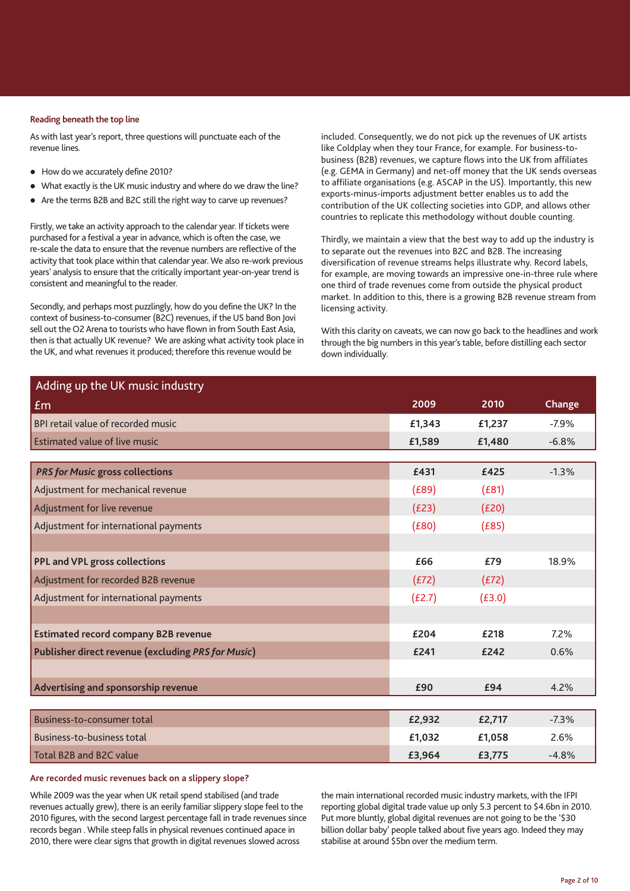### Reading beneath the top line

As with last year's report, three questions will punctuate each of the revenue lines.

- How do we accurately define 2010?
- What exactly is the UK music industry and where do we draw the line?
- Are the terms B2B and B2C still the right way to carve up revenues?

Firstly, we take an activity approach to the calendar year. If tickets were purchased for a festival a year in advance, which is often the case, we re-scale the data to ensure that the revenue numbers are reflective of the activity that took place within that calendar year. We also re-work previous years' analysis to ensure that the critically important year-on-year trend is consistent and meaningful to the reader.

Secondly, and perhaps most puzzlingly, how do you define the UK? In the context of business-to-consumer (B2C) revenues, if the US band Bon Jovi sell out the O2 Arena to tourists who have flown in from South East Asia, then is that actually UK revenue? We are asking what activity took place in the UK, and what revenues it produced; therefore this revenue would be included. Consequently, we do not pick up the revenues of UK artists like Coldplay when they tour France, for example. For business-to-business (B2B) revenues, we capture flows into the UK from affiliates (e.g. GEMA in Germany) and net-off money that the UK sends overseas to affiliate organisations (e.g. ASCAP in the US). Importantly, this new exports-minus-imports adjustment better enables us to add the contribution of the UK collecting societies into GDP, and allows other countries to replicate this methodology without double counting.

Thirdly, we maintain a view that the best way to add up the industry is to separate out the revenues into B2C and B2B. The increasing diversification of revenue streams helps illustrate why. Record labels, for example, are moving towards an impressive one-in-three rule where one third of trade revenues come from outside the physical product market. In addition to this, there is a growing B2B revenue stream from licensing activity.

With this clarity on caveats, we can now go back to the headlines and work through the big numbers in this year's table, before distilling each sector down individually.

**Adding up the UK music industry**

| £m | 2009 | 2010 | Change |
|---|---|---|---|
| BPI retail value of recorded music | £1,343 | £1,237 | -7.9% |
| Estimated value of live music | £1,589 | £1,480 | -6.8% |
| | | | |
| ***PRS for Music* gross collections** | £431 | £425 | -1.3% |
| Adjustment for mechanical revenue | (£89) | (£81) | |
| Adjustment for live revenue | (£23) | (£20) | |
| Adjustment for international payments | (£80) | (£85) | |
| | | | |
| **PPL and VPL gross collections** | £66 | £79 | 18.9% |
| Adjustment for recorded B2B revenue | (£72) | (£72) | |
| Adjustment for international payments | (£2.7) | (£3.0) | |
| | | | |
| **Estimated record company B2B revenue** | £204 | £218 | 7.2% |
| **Publisher direct revenue (excluding *PRS for Music*)** | £241 | £242 | 0.6% |
| | | | |
| **Advertising and sponsorship revenue** | £90 | £94 | 4.2% |
| | | | |
| Business-to-consumer total | £2,932 | £2,717 | -7.3% |
| Business-to-business total | £1,032 | £1,058 | 2.6% |
| Total B2B and B2C value | £3,964 | £3,775 | -4.8% |

### Are recorded music revenues back on a slippery slope?

While 2009 was the year when UK retail spend stabilised (and trade revenues actually grew), there is an eerily familiar slippery slope feel to the 2010 figures, with the second largest percentage fall in trade revenues since records began . While steep falls in physical revenues continued apace in 2010, there were clear signs that growth in digital revenues slowed across the main international recorded music industry markets, with the IFPI reporting global digital trade value up only 5.3 percent to $4.6bn in 2010. Put more bluntly, global digital revenues are not going to be the '$30 billion dollar baby' people talked about five years ago. Indeed they may stabilise at around $5bn over the medium term.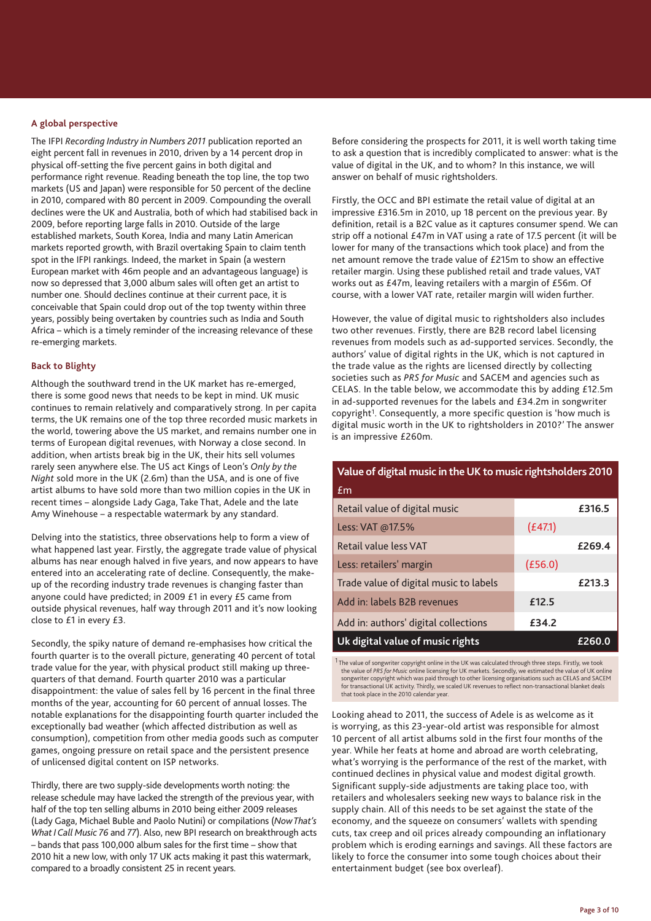## A global perspective

The IFPI *Recording Industry in Numbers 2011* publication reported an eight percent fall in revenues in 2010, driven by a 14 percent drop in physical off-setting the five percent gains in both digital and performance right revenue. Reading beneath the top line, the top two markets (US and Japan) were responsible for 50 percent of the decline in 2010, compared with 80 percent in 2009. Compounding the overall declines were the UK and Australia, both of which had stabilised back in 2009, before reporting large falls in 2010. Outside of the large established markets, South Korea, India and many Latin American markets reported growth, with Brazil overtaking Spain to claim tenth spot in the IFPI rankings. Indeed, the market in Spain (a western European market with 46m people and an advantageous language) is now so depressed that 3,000 album sales will often get an artist to number one. Should declines continue at their current pace, it is conceivable that Spain could drop out of the top twenty within three years, possibly being overtaken by countries such as India and South Africa – which is a timely reminder of the increasing relevance of these re-emerging markets.

## Back to Blighty

Although the southward trend in the UK market has re-emerged, there is some good news that needs to be kept in mind. UK music continues to remain relatively and comparatively strong. In per capita terms, the UK remains one of the top three recorded music markets in the world, towering above the US market, and remains number one in terms of European digital revenues, with Norway a close second. In addition, when artists break big in the UK, their hits sell volumes rarely seen anywhere else. The US act Kings of Leon's *Only by the Night* sold more in the UK (2.6m) than the USA, and is one of five artist albums to have sold more than two million copies in the UK in recent times – alongside Lady Gaga, Take That, Adele and the late Amy Winehouse – a respectable watermark by any standard.

Delving into the statistics, three observations help to form a view of what happened last year. Firstly, the aggregate trade value of physical albums has near enough halved in five years, and now appears to have entered into an accelerating rate of decline. Consequently, the make-up of the recording industry trade revenues is changing faster than anyone could have predicted; in 2009 £1 in every £5 came from outside physical revenues, half way through 2011 and it's now looking close to £1 in every £3.

Secondly, the spiky nature of demand re-emphasises how critical the fourth quarter is to the overall picture, generating 40 percent of total trade value for the year, with physical product still making up three-quarters of that demand. Fourth quarter 2010 was a particular disappointment: the value of sales fell by 16 percent in the final three months of the year, accounting for 60 percent of annual losses. The notable explanations for the disappointing fourth quarter included the exceptionally bad weather (which affected distribution as well as consumption), competition from other media goods such as computer games, ongoing pressure on retail space and the persistent presence of unlicensed digital content on ISP networks.

Thirdly, there are two supply-side developments worth noting: the release schedule may have lacked the strength of the previous year, with half of the top ten selling albums in 2010 being either 2009 releases (Lady Gaga, Michael Buble and Paolo Nutini) or compilations (*Now That's What I Call Music 76* and *77*). Also, new BPI research on breakthrough acts – bands that pass 100,000 album sales for the first time – show that 2010 hit a new low, with only 17 UK acts making it past this watermark, compared to a broadly consistent 25 in recent years.

Before considering the prospects for 2011, it is well worth taking time to ask a question that is incredibly complicated to answer: what is the value of digital in the UK, and to whom? In this instance, we will answer on behalf of music rightsholders.

Firstly, the OCC and BPI estimate the retail value of digital at an impressive £316.5m in 2010, up 18 percent on the previous year. By definition, retail is a B2C value as it captures consumer spend. We can strip off a notional £47m in VAT using a rate of 17.5 percent (it will be lower for many of the transactions which took place) and from the net amount remove the trade value of £215m to show an effective retailer margin. Using these published retail and trade values, VAT works out as £47m, leaving retailers with a margin of £56m. Of course, with a lower VAT rate, retailer margin will widen further.

However, the value of digital music to rightsholders also includes two other revenues. Firstly, there are B2B record label licensing revenues from models such as ad-supported services. Secondly, the authors' value of digital rights in the UK, which is not captured in the trade value as the rights are licensed directly by collecting societies such as *PRS for Music* and SACEM and agencies such as CELAS. In the table below, we accommodate this by adding £12.5m in ad-supported revenues for the labels and £34.2m in songwriter copyright[1]. Consequently, a more specific question is 'how much is digital music worth in the UK to rightsholders in 2010?' The answer is an impressive £260m.

| Value of digital music in the UK to music rightsholders 2010 £m | | |
|---|---|---|
| Retail value of digital music | | £316.5 |
| Less: VAT @17.5% | (£47.1) | |
| Retail value less VAT | | £269.4 |
| Less: retailers' margin | (£56.0) | |
| Trade value of digital music to labels | | £213.3 |
| Add in: labels B2B revenues | £12.5 | |
| Add in: authors' digital collections | £34.2 | |
| **Uk digital value of music rights** | | **£260.0** |

[1] The value of songwriter copyright online in the UK was calculated through three steps. Firstly, we took the value of *PRS for Music* online licensing for UK markets. Secondly, we estimated the value of UK online songwriter copyright which was paid through to other licensing organisations such as CELAS and SACEM for transactional UK activity. Thirdly, we scaled UK revenues to reflect non-transactional blanket deals that took place in the 2010 calendar year.

Looking ahead to 2011, the success of Adele is as welcome as it is worrying, as this 23-year-old artist was responsible for almost 10 percent of all artist albums sold in the first four months of the year. While her feats at home and abroad are worth celebrating, what's worrying is the performance of the rest of the market, with continued declines in physical value and modest digital growth. Significant supply-side adjustments are taking place too, with retailers and wholesalers seeking new ways to balance risk in the supply chain. All of this needs to be set against the state of the economy, and the squeeze on consumers' wallets with spending cuts, tax creep and oil prices already compounding an inflationary problem which is eroding earnings and savings. All these factors are likely to force the consumer into some tough choices about their entertainment budget (see box overleaf).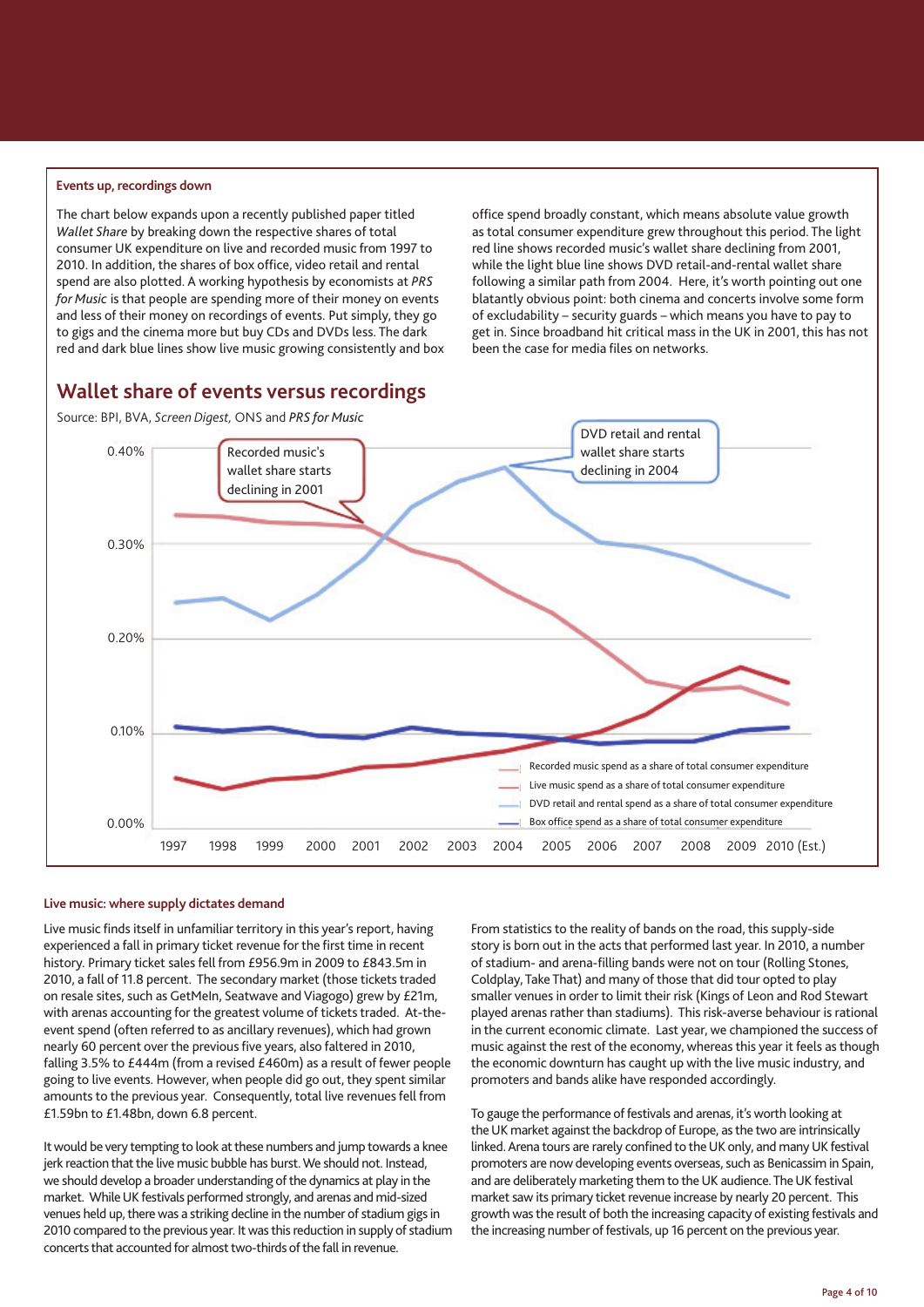#### Events up, recordings down

The chart below expands upon a recently published paper titled *Wallet Share* by breaking down the respective shares of total consumer UK expenditure on live and recorded music from 1997 to 2010. In addition, the shares of box office, video retail and rental spend are also plotted. A working hypothesis by economists at *PRS for Music* is that people are spending more of their money on events and less of their money on recordings of events. Put simply, they go to gigs and the cinema more but buy CDs and DVDs less. The dark red and dark blue lines show live music growing consistently and box office spend broadly constant, which means absolute value growth as total consumer expenditure grew throughout this period. The light red line shows recorded music's wallet share declining from 2001, while the light blue line shows DVD retail-and-rental wallet share following a similar path from 2004. Here, it's worth pointing out one blatantly obvious point: both cinema and concerts involve some form of excludability – security guards – which means you have to pay to get in. Since broadband hit critical mass in the UK in 2001, this has not been the case for media files on networks.

## Wallet share of events versus recordings

Source: BPI, BVA, *Screen Digest*, ONS and *PRS for Music*

Recorded music's wallet share starts declining in 2001

DVD retail and rental wallet share starts declining in 2004

- Recorded music spend as a share of total consumer expenditure
- Live music spend as a share of total consumer expenditure
- DVD retail and rental spend as a share of total consumer expenditure
- Box office spend as a share of total consumer expenditure

0.40%, 0.30%, 0.20%, 0.10%, 0.00%

1997 1998 1999 2000 2001 2002 2003 2004 2005 2006 2007 2008 2009 2010 (Est.)

#### Live music: where supply dictates demand

Live music finds itself in unfamiliar territory in this year's report, having experienced a fall in primary ticket revenue for the first time in recent history. Primary ticket sales fell from £956.9m in 2009 to £843.5m in 2010, a fall of 11.8 percent. The secondary market (those tickets traded on resale sites, such as GetMeIn, Seatwave and Viagogo) grew by £21m, with arenas accounting for the greatest volume of tickets traded. At-the-event spend (often referred to as ancillary revenues), which had grown nearly 60 percent over the previous five years, also faltered in 2010, falling 3.5% to £444m (from a revised £460m) as a result of fewer people going to live events. However, when people did go out, they spent similar amounts to the previous year. Consequently, total live revenues fell from £1.59bn to £1.48bn, down 6.8 percent.

It would be very tempting to look at these numbers and jump towards a knee jerk reaction that the live music bubble has burst. We should not. Instead, we should develop a broader understanding of the dynamics at play in the market. While UK festivals performed strongly, and arenas and mid-sized venues held up, there was a striking decline in the number of stadium gigs in 2010 compared to the previous year. It was this reduction in supply of stadium concerts that accounted for almost two-thirds of the fall in revenue.

From statistics to the reality of bands on the road, this supply-side story is born out in the acts that performed last year. In 2010, a number of stadium- and arena-filling bands were not on tour (Rolling Stones, Coldplay, Take That) and many of those that did tour opted to play smaller venues in order to limit their risk (Kings of Leon and Rod Stewart played arenas rather than stadiums). This risk-averse behaviour is rational in the current economic climate. Last year, we championed the success of music against the rest of the economy, whereas this year it feels as though the economic downturn has caught up with the live music industry, and promoters and bands alike have responded accordingly.

To gauge the performance of festivals and arenas, it's worth looking at the UK market against the backdrop of Europe, as the two are intrinsically linked. Arena tours are rarely confined to the UK only, and many UK festival promoters are now developing events overseas, such as Benicassim in Spain, and are deliberately marketing them to the UK audience. The UK festival market saw its primary ticket revenue increase by nearly 20 percent. This growth was the result of both the increasing capacity of existing festivals and the increasing number of festivals, up 16 percent on the previous year.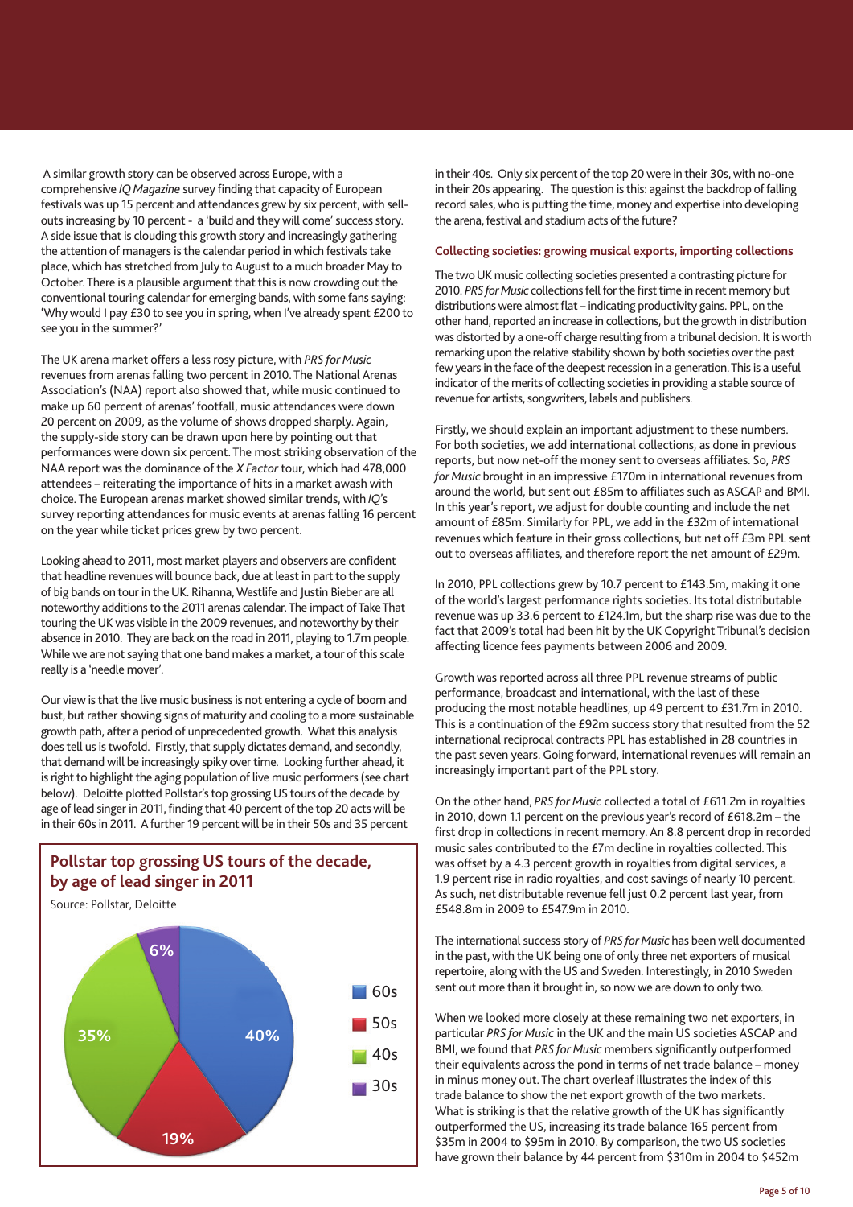A similar growth story can be observed across Europe, with a comprehensive *IQ Magazine* survey finding that capacity of European festivals was up by 15 percent and attendances grew by six percent, with sell-outs increasing by 10 percent - a 'build and they will come' success story. A side issue that is clouding this growth story and increasingly gathering the attention of managers is the calendar period in which festivals take place, which has stretched from July to August to a much broader May to October. There is a plausible argument that this is now crowding out the conventional touring calendar for emerging bands, with some fans saying: 'Why would I pay £30 to see you in spring, when I've already spent £200 to see you in the summer?'

The UK arena market offers a less rosy picture, with *PRS for Music* revenues from arenas falling two percent in 2010. The National Arenas Association's (NAA) report also showed that, while music continued to make up 60 percent of arenas' footfall, music attendances were down 20 percent on 2009, as the volume of shows dropped sharply. Again, the supply-side story can be drawn upon here by pointing out that performances were down six percent. The most striking observation of the NAA report was the dominance of the *X Factor* tour, which had 478,000 attendees – reiterating the importance of hits in a market awash with choice. The European arenas market showed similar trends, with *IQ*'s survey reporting attendances for music events at arenas falling 16 percent on the year while ticket prices grew by two percent.

Looking ahead to 2011, most market players and observers are confident that headline revenues will bounce back, due at least in part to the supply of big bands on tour in the UK. Rihanna, Westlife and Justin Bieber are all noteworthy additions to the 2011 arenas calendar. The impact of Take That touring the UK was visible in the 2009 revenues, and noteworthy by their absence in 2010. They are back on the road in 2011, playing to 1.7m people. While we are not saying that one band makes a market, a tour of this scale really is a 'needle mover'.

Our view is that the live music business is not entering a cycle of boom and bust, but rather showing signs of maturity and cooling to a more sustainable growth path, after a period of unprecedented growth. What this analysis does tell us is twofold. Firstly, that supply dictates demand, and secondly, that demand will be increasingly spiky over time. Looking further ahead, it is right to highlight the aging population of live music performers (see chart below). Deloitte plotted Pollstar's top grossing US tours of the decade by age of lead singer in 2011, finding that 40 percent of the top 20 acts will be in their 60s in 2011. A further 19 percent will be in their 50s and 35 percent in their 40s. Only six percent of the top 20 were in their 30s, with no-one in their 20s appearing. The question is this: against the backdrop of falling record sales, who is putting the time, money and expertise into developing the arena, festival and stadium acts of the future?

**Pollstar top grossing US tours of the decade, by age of lead singer in 2011**

Source: Pollstar, Deloitte

| Age of lead singer | Share |
|---|---|
| 60s | 40% |
| 50s | 19% |
| 40s | 35% |
| 30s | 6% |

### Collecting societies: growing musical exports, importing collections

The two UK music collecting societies presented a contrasting picture for 2010. *PRS for Music* collections fell for the first time in recent memory but distributions were almost flat – indicating productivity gains. PPL, on the other hand, reported an increase in collections, but the growth in distribution was distorted by a one-off charge resulting from a tribunal decision. It is worth remarking upon the relative stability shown by both societies over the past few years in the face of the deepest recession in a generation. This is a useful indicator of the merits of collecting societies in providing a stable source of revenue for artists, songwriters, labels and publishers.

Firstly, we should explain an important adjustment to these numbers. For both societies, we add international collections, as done in previous reports, but now net-off the money sent to overseas affiliates. So, *PRS for Music* brought in an impressive £170m in international revenues from around the world, but sent out £85m to affiliates such as ASCAP and BMI. In this year's report, we adjust for double counting and include the net amount of £85m. Similarly for PPL, we add in the £32m of international revenues which feature in their gross collections, but net off £3m PPL sent out to overseas affiliates, and therefore report the net amount of £29m.

In 2010, PPL collections grew by 10.7 percent to £143.5m, making it one of the world's largest performance rights societies. Its total distributable revenue was up 33.6 percent to £124.1m, but the sharp rise was due to the fact that 2009's total had been hit by the UK Copyright Tribunal's decision affecting licence fees payments between 2006 and 2009.

Growth was reported across all three PPL revenue streams of public performance, broadcast and international, with the last of these producing the most notable headlines, up 49 percent to £31.7m in 2010. This is a continuation of the £92m success story that resulted from the 52 international reciprocal contracts PPL has established in 28 countries in the past seven years. Going forward, international revenues will remain an increasingly important part of the PPL story.

On the other hand, *PRS for Music* collected a total of £611.2m in royalties in 2010, down 1.1 percent on the previous year's record of £618.2m – the first drop in collections in recent memory. An 8.8 percent drop in recorded music sales contributed to the £7m decline in royalties collected. This was offset by a 4.3 percent growth in royalties from digital services, a 1.9 percent rise in radio royalties, and cost savings of nearly 10 percent. As such, net distributable revenue fell just 0.2 percent last year, from £548.8m in 2009 to £547.9m in 2010.

The international success story of *PRS for Music* has been well documented in the past, with the UK being one of only three net exporters of musical repertoire, along with the US and Sweden. Interestingly, in 2010 Sweden sent out more than it brought in, so now we are down to only two.

When we looked more closely at these remaining two net exporters, in particular *PRS for Music* in the UK and the main US societies ASCAP and BMI, we found that *PRS for Music* members significantly outperformed their equivalents across the pond in terms of net trade balance – money in minus money out. The chart overleaf illustrates the index of this trade balance to show the net export growth of the two markets. What is striking is that the relative growth of the UK has significantly outperformed the US, increasing its trade balance 165 percent from $35m in 2004 to $95m in 2010. By comparison, the two US societies have grown their balance by 44 percent from $310m in 2004 to $452m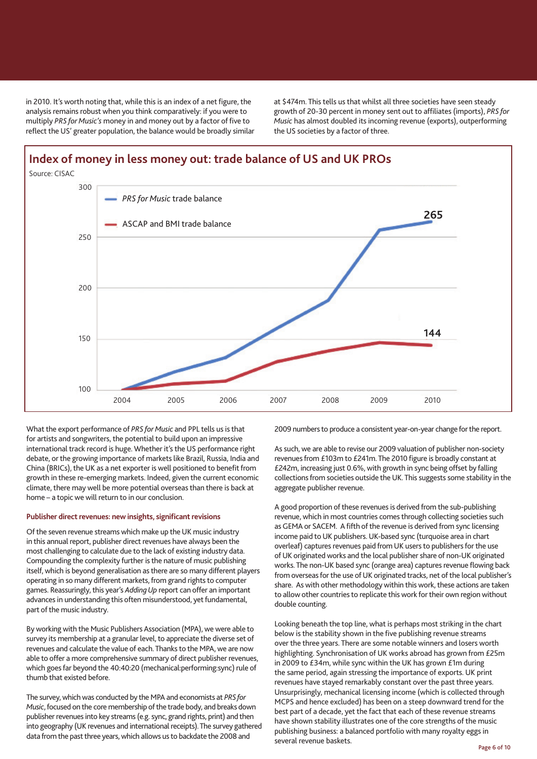in 2010. It's worth noting that, while this is an index of a net figure, the analysis remains robust when you think comparatively: if you were to multiply *PRS for Music's* money in and money out by a factor of five to reflect the US' greater population, the balance would be broadly similar at $474m. This tells us that whilst all three societies have seen steady growth of 20-30 percent in money sent out to affiliates (imports), *PRS for Music* has almost doubled its incoming revenue (exports), outperforming the US societies by a factor of three.

## Index of money in less money out: trade balance of US and UK PROs

Source: CISAC

- *PRS for Music* trade balance: 265 (2010)
- ASCAP and BMI trade balance: 144 (2010)

What the export performance of *PRS for Music* and PPL tells us is that for artists and songwriters, the potential to build upon an impressive international track record is huge. Whether it's the US performance right debate, or the growing importance of markets like Brazil, Russia, India and China (BRICs), the UK as a net exporter is well positioned to benefit from growth in these re-emerging markets. Indeed, given the current economic climate, there may well be more potential overseas than there is back at home – a topic we will return to in our conclusion.

### Publisher direct revenues: new insights, significant revisions

Of the seven revenue streams which make up the UK music industry in this annual report, publisher direct revenues have always been the most challenging to calculate due to the lack of existing industry data. Compounding the complexity further is the nature of music publishing itself, which is beyond generalisation as there are so many different players operating in so many different markets, from grand rights to computer games. Reassuringly, this year's *Adding Up* report can offer an important advances in understanding this often misunderstood, yet fundamental, part of the music industry.

By working with the Music Publishers Association (MPA), we were able to survey its membership at a granular level, to appreciate the diverse set of revenues and calculate the value of each. Thanks to the MPA, we are now able to offer a more comprehensive summary of direct publisher revenues, which goes far beyond the 40:40:20 (mechanical:performing:sync) rule of thumb that existed before.

The survey, which was conducted by the MPA and economists at *PRS for Music*, focused on the core membership of the trade body, and breaks down publisher revenues into key streams (e.g. sync, grand rights, print) and then into geography (UK revenues and international receipts). The survey gathered data from the past three years, which allows us to backdate the 2008 and 2009 numbers to produce a consistent year-on-year change for the report.

As such, we are able to revise our 2009 valuation of publisher non-society revenues from £103m to £241m. The 2010 figure is broadly constant at £242m, increasing just 0.6%, with growth in sync being offset by falling collections from societies outside the UK. This suggests some stability in the aggregate publisher revenue.

A good proportion of these revenues is derived from the sub-publishing revenue, which in most countries comes through collecting societies such as GEMA or SACEM. A fifth of the revenue is derived from sync licensing income paid to UK publishers. UK-based sync (turquoise area in chart overleaf) captures revenues paid from UK users to publishers for the use of UK originated works and the local publisher share of non-UK originated works. The non-UK based sync (orange area) captures revenue flowing back from overseas for the use of UK originated tracks, net of the local publisher's share. As with other methodology within this work, these actions are taken to allow other countries to replicate this work for their own region without double counting.

Looking beneath the top line, what is perhaps most striking in the chart below is the stability shown in the five publishing revenue streams over the three years. There are some notable winners and losers worth highlighting. Synchronisation of UK works abroad has grown from £25m in 2009 to £34m, while sync within the UK has grown £1m during the same period, again stressing the importance of exports. UK print revenues have stayed remarkably constant over the past three years. Unsurprisingly, mechanical licensing income (which is collected through MCPS and hence excluded) has been on a steep downward trend for the best part of a decade, yet the fact that each of these revenue streams have shown stability illustrates one of the core strengths of the music publishing business: a balanced portfolio with many royalty eggs in several revenue baskets.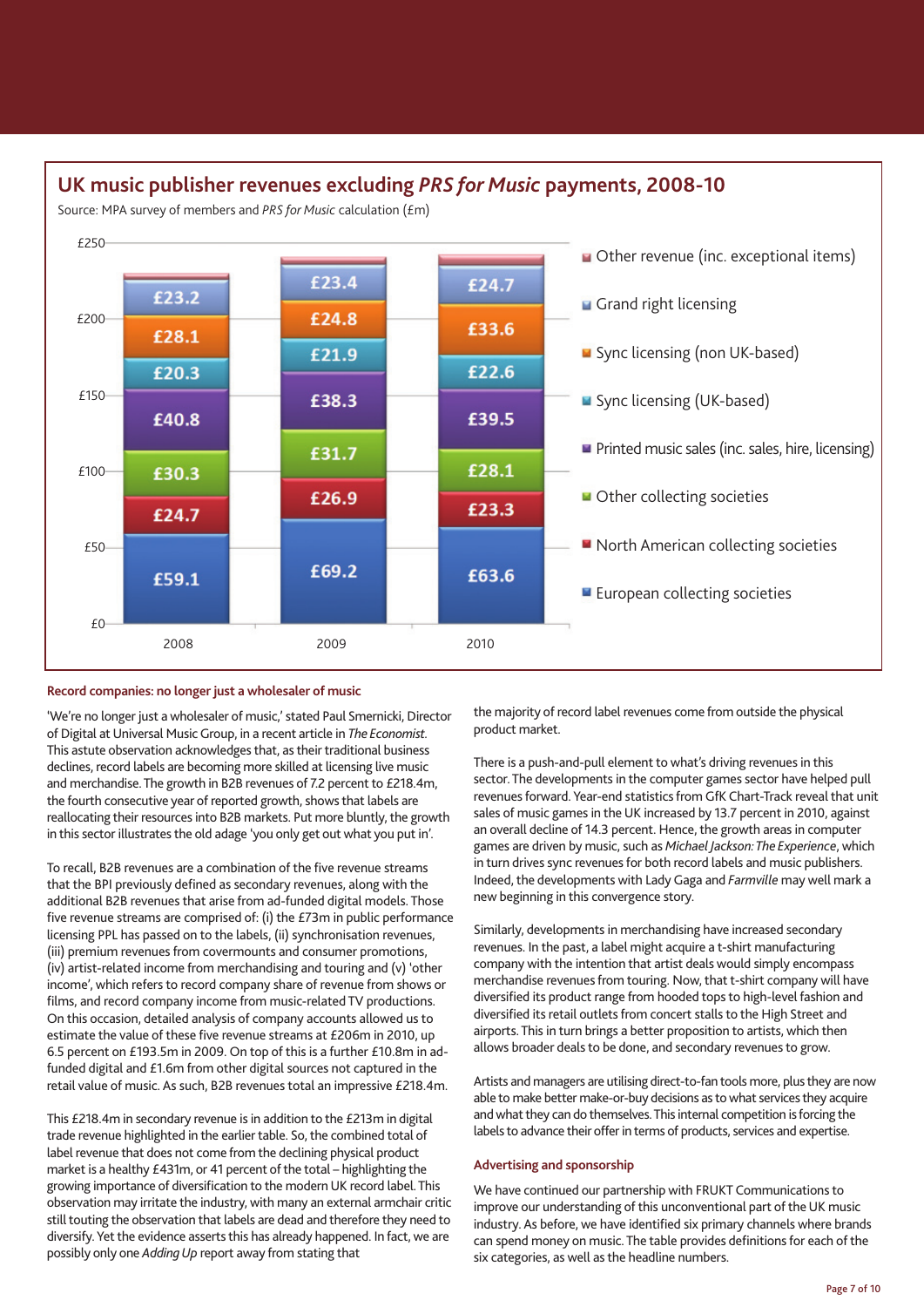## UK music publisher revenues excluding *PRS for Music* payments, 2008-10

Source: MPA survey of members and *PRS for Music* calculation (£m)

| | 2008 | 2009 | 2010 |
|---|---|---|---|
| Other revenue (inc. exceptional items) | | | |
| Grand right licensing | £23.2 | £23.4 | £24.7 |
| Sync licensing (non UK-based) | £28.1 | £24.8 | £33.6 |
| Sync licensing (UK-based) | £20.3 | £21.9 | £22.6 |
| Printed music sales (inc. sales, hire, licensing) | £40.8 | £38.3 | £39.5 |
| Other collecting societies | £30.3 | £31.7 | £28.1 |
| North American collecting societies | £24.7 | £26.9 | £23.3 |
| European collecting societies | £59.1 | £69.2 | £63.6 |

### Record companies: no longer just a wholesaler of music

'We're no longer just a wholesaler of music,' stated Paul Smernicki, Director of Digital at Universal Music Group, in a recent article in *The Economist*. This astute observation acknowledges that, as their traditional business declines, record labels are becoming more skilled at licensing live music and merchandise. The growth in B2B revenues of 7.2 percent to £218.4m, the fourth consecutive year of reported growth, shows that labels are reallocating their resources into B2B markets. Put more bluntly, the growth in this sector illustrates the old adage 'you only get out what you put in'.

To recall, B2B revenues are a combination of the five revenue streams that the BPI previously defined as secondary revenues, along with the additional B2B revenues that arise from ad-funded digital models. Those five revenue streams are comprised of: (i) the £73m in public performance licensing PPL has passed on to the labels, (ii) synchronisation revenues, (iii) premium revenues from covermounts and consumer promotions, (iv) artist-related income from merchandising and touring and (v) 'other income', which refers to record company share of revenue from shows or films, and record company income from music-related TV productions. On this occasion, detailed analysis of company accounts allowed us to estimate the value of these five revenue streams at £206m in 2010, up 6.5 percent on £193.5m in 2009. On top of this is a further £10.8m in ad-funded digital and £1.6m from other digital sources not captured in the retail value of music. As such, B2B revenues total an impressive £218.4m.

This £218.4m in secondary revenue is in addition to the £213m in digital trade revenue highlighted in the earlier table. So, the combined total of label revenue that does not come from the declining physical product market is a healthy £431m, or 41 percent of the total – highlighting the growing importance of diversification to the modern UK record label. This observation may irritate the industry, with many an external armchair critic still touting the observation that labels are dead and therefore they need to diversify. Yet the evidence asserts this has already happened. In fact, we are possibly only one *Adding Up* report away from stating that the majority of record label revenues come from outside the physical product market.

There is a push-and-pull element to what's driving revenues in this sector. The developments in the computer games sector have helped pull revenues forward. Year-end statistics from GfK Chart-Track reveal that unit sales of music games in the UK increased by 13.7 percent in 2010, against an overall decline of 14.3 percent. Hence, the growth areas in computer games are driven by music, such as *Michael Jackson: The Experience*, which in turn drives sync revenues for both record labels and music publishers. Indeed, the developments with Lady Gaga and *Farmville* may well mark a new beginning in this convergence story.

Similarly, developments in merchandising have increased secondary revenues. In the past, a label might acquire a t-shirt manufacturing company with the intention that artist deals would simply encompass merchandise revenues from touring. Now, that t-shirt company will have diversified its product range from hooded tops to high-level fashion and diversified its retail outlets from concert stalls to the High Street and airports. This in turn brings a better proposition to artists, which then allows broader deals to be done, and secondary revenues to grow.

Artists and managers are utilising direct-to-fan tools more, plus they are now able to make better make-or-buy decisions as to what services they acquire and what they can do themselves. This internal competition is forcing the labels to advance their offer in terms of products, services and expertise.

### Advertising and sponsorship

We have continued our partnership with FRUKT Communications to improve our understanding of this unconventional part of the UK music industry. As before, we have identified six primary channels where brands can spend money on music. The table provides definitions for each of the six categories, as well as the headline numbers.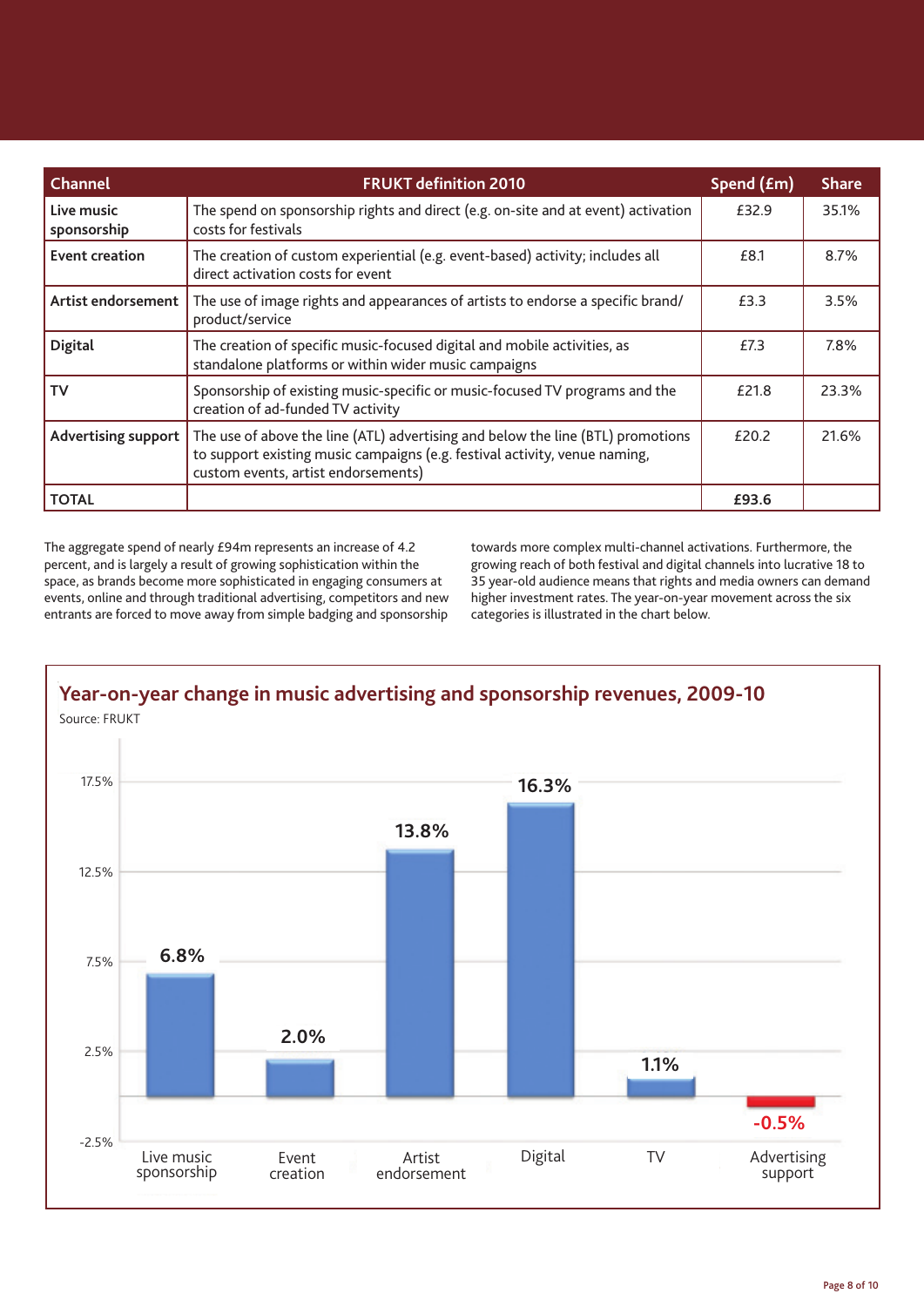| Channel | FRUKT definition 2010 | Spend (£m) | Share |
|---|---|---|---|
| **Live music sponsorship** | The spend on sponsorship rights and direct (e.g. on-site and at event) activation costs for festivals | £32.9 | 35.1% |
| **Event creation** | The creation of custom experiential (e.g. event-based) activity; includes all direct activation costs for event | £8.1 | 8.7% |
| **Artist endorsement** | The use of image rights and appearances of artists to endorse a specific brand/product/service | £3.3 | 3.5% |
| **Digital** | The creation of specific music-focused digital and mobile activities, as standalone platforms or within wider music campaigns | £7.3 | 7.8% |
| **TV** | Sponsorship of existing music-specific or music-focused TV programs and the creation of ad-funded TV activity | £21.8 | 23.3% |
| **Advertising support** | The use of above the line (ATL) advertising and below the line (BTL) promotions to support existing music campaigns (e.g. festival activity, venue naming, custom events, artist endorsements) | £20.2 | 21.6% |
| **TOTAL** | | **£93.6** | |

The aggregate spend of nearly £94m represents an increase of 4.2 percent, and is largely a result of growing sophistication within the space, as brands become more sophisticated in engaging consumers at events, online and through traditional advertising, competitors and new entrants are forced to move away from simple badging and sponsorship towards more complex multi-channel activations. Furthermore, the growing reach of both festival and digital channels into lucrative 18 to 35 year-old audience means that rights and media owners can demand higher investment rates. The year-on-year movement across the six categories is illustrated in the chart below.

## Year-on-year change in music advertising and sponsorship revenues, 2009-10

Source: FRUKT

| Category | Change |
|---|---|
| Live music sponsorship | 6.8% |
| Event creation | 2.0% |
| Artist endorsement | 13.8% |
| Digital | 16.3% |
| TV | 1.1% |
| Advertising support | -0.5% |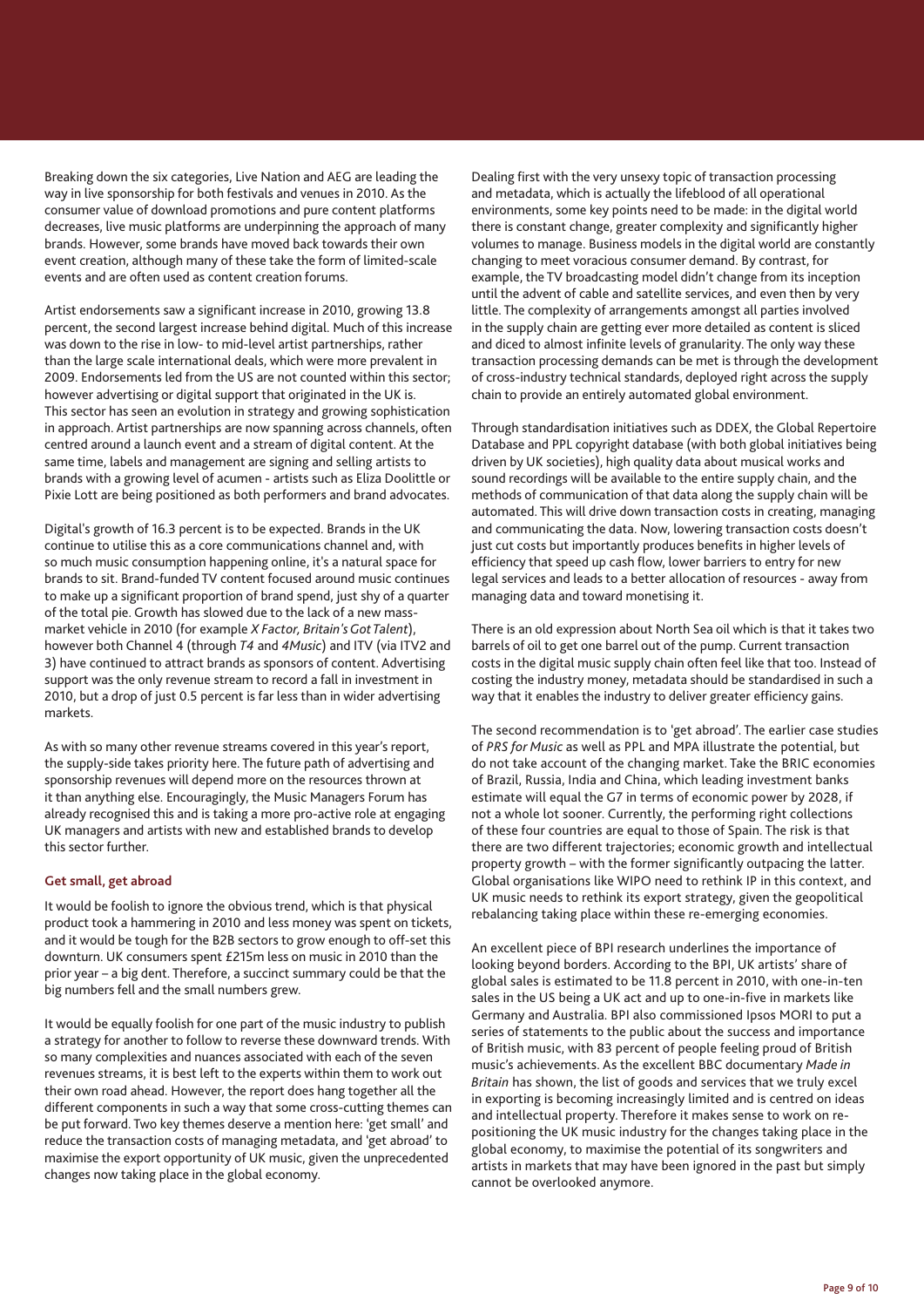Breaking down the six categories, Live Nation and AEG are leading the way in live sponsorship for both festivals and venues in 2010. As the consumer value of download promotions and pure content platforms decreases, live music platforms are underpinning the approach of many brands. However, some brands have moved back towards their own event creation, although many of these take the form of limited-scale events and are often used as content creation forums.

Artist endorsements saw a significant increase in 2010, growing 13.8 percent, the second largest increase behind digital. Much of this increase was down to the rise in low- to mid-level artist partnerships, rather than the large scale international deals, which were more prevalent in 2009. Endorsements led from the US are not counted within this sector; however advertising or digital support that originated in the UK is. This sector has seen an evolution in strategy and growing sophistication in approach. Artist partnerships are now spanning across channels, often centred around a launch event and a stream of digital content. At the same time, labels and management are signing and selling artists to brands with a growing level of acumen - artists such as Eliza Doolittle or Pixie Lott are being positioned as both performers and brand advocates.

Digital's growth of 16.3 percent is to be expected. Brands in the UK continue to utilise this as a core communications channel and, with so much music consumption happening online, it's a natural space for brands to sit. Brand-funded TV content focused around music continues to make up a significant proportion of brand spend, just shy of a quarter of the total pie. Growth has slowed due to the lack of a new mass-market vehicle in 2010 (for example *X Factor, Britain's Got Talent*), however both Channel 4 (through *T4* and *4Music*) and ITV (via ITV2 and 3) have continued to attract brands as sponsors of content. Advertising support was the only revenue stream to record a fall in investment in 2010, but a drop of just 0.5 percent is far less than in wider advertising markets.

As with so many other revenue streams covered in this year's report, the supply-side takes priority here. The future path of advertising and sponsorship revenues will depend more on the resources thrown at it than anything else. Encouragingly, the Music Managers Forum has already recognised this and is taking a more pro-active role at engaging UK managers and artists with new and established brands to develop this sector further.

### Get small, get abroad

It would be foolish to ignore the obvious trend, which is that physical product took a hammering in 2010 and less money was spent on tickets, and it would be tough for the B2B sectors to grow enough to off-set this downturn. UK consumers spent £215m less on music in 2010 than the prior year – a big dent. Therefore, a succinct summary could be that the big numbers fell and the small numbers grew.

It would be equally foolish for one part of the music industry to publish a strategy for another to follow to reverse these downward trends. With so many complexities and nuances associated with each of the seven revenues streams, it is best left to the experts within them to work out their own road ahead. However, the report does hang together all the different components in such a way that some cross-cutting themes can be put forward. Two key themes deserve a mention here: 'get small' and reduce the transaction costs of managing metadata, and 'get abroad' to maximise the export opportunity of UK music, given the unprecedented changes now taking place in the global economy.

Dealing first with the very unsexy topic of transaction processing and metadata, which is actually the lifeblood of all operational environments, some key points need to be made: in the digital world there is constant change, greater complexity and significantly higher volumes to manage. Business models in the digital world are constantly changing to meet voracious consumer demand. By contrast, for example, the TV broadcasting model didn't change from its inception until the advent of cable and satellite services, and even then by very little. The complexity of arrangements amongst all parties involved in the supply chain are getting ever more detailed as content is sliced and diced to almost infinite levels of granularity. The only way these transaction processing demands can be met is through the development of cross-industry technical standards, deployed right across the supply chain to provide an entirely automated global environment.

Through standardisation initiatives such as DDEX, the Global Repertoire Database and PPL copyright database (with both global initiatives being driven by UK societies), high quality data about musical works and sound recordings will be available to the entire supply chain, and the methods of communication of that data along the supply chain will be automated. This will drive down transaction costs in creating, managing and communicating the data. Now, lowering transaction costs doesn't just cut costs but importantly produces benefits in higher levels of efficiency that speed up cash flow, lower barriers to entry for new legal services and leads to a better allocation of resources - away from managing data and toward monetising it.

There is an old expression about North Sea oil which is that it takes two barrels of oil to get one barrel out of the pump. Current transaction costs in the digital music supply chain often feel like that too. Instead of costing the industry money, metadata should be standardised in such a way that it enables the industry to deliver greater efficiency gains.

The second recommendation is to 'get abroad'. The earlier case studies of *PRS for Music* as well as PPL and MPA illustrate the potential, but do not take account of the changing market. Take the BRIC economies of Brazil, Russia, India and China, which leading investment banks estimate will equal the G7 in terms of economic power by 2028, if not a whole lot sooner. Currently, the performing right collections of these four countries are equal to those of Spain. The risk is that there are two different trajectories; economic growth and intellectual property growth – with the former significantly outpacing the latter. Global organisations like WIPO need to rethink IP in this context, and UK music needs to rethink its export strategy, given the geopolitical rebalancing taking place within these re-emerging economies.

An excellent piece of BPI research underlines the importance of looking beyond borders. According to the BPI, UK artists' share of global sales is estimated to be 11.8 percent in 2010, with one-in-ten sales in the US being a UK act and up to one-in-five in markets like Germany and Australia. BPI also commissioned Ipsos MORI to put a series of statements to the public about the success and importance of British music, with 83 percent of people feeling proud of British music's achievements. As the excellent BBC documentary *Made in Britain* has shown, the list of goods and services that we truly excel in exporting is becoming increasingly limited and is centred on ideas and intellectual property. Therefore it makes sense to work on re-positioning the UK music industry for the changes taking place in the global economy, to maximise the potential of its songwriters and artists in markets that may have been ignored in the past but simply cannot be overlooked anymore.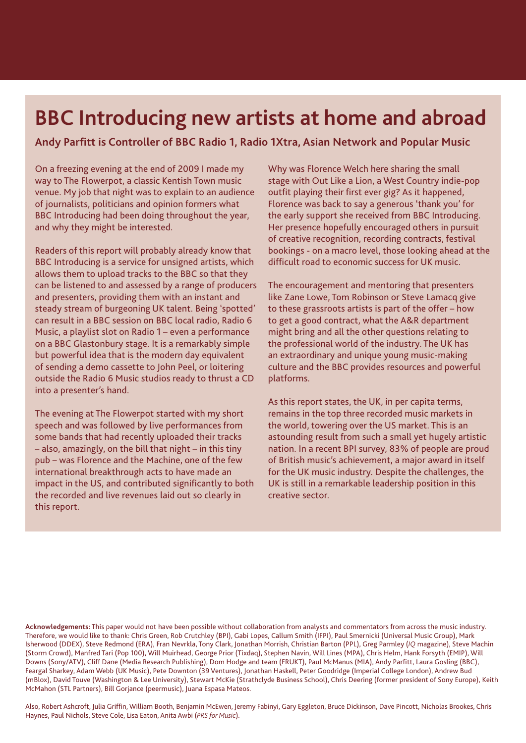# BBC Introducing new artists at home and abroad

**Andy Parfitt is Controller of BBC Radio 1, Radio 1Xtra, Asian Network and Popular Music**

On a freezing evening at the end of 2009 I made my way to The Flowerpot, a classic Kentish Town music venue. My job that night was to explain to an audience of journalists, politicians and opinion formers what BBC Introducing had been doing throughout the year, and why they might be interested.

Readers of this report will probably already know that BBC Introducing is a service for unsigned artists, which allows them to upload tracks to the BBC so that they can be listened to and assessed by a range of producers and presenters, providing them with an instant and steady stream of burgeoning UK talent. Being 'spotted' can result in a BBC session on BBC local radio, Radio 6 Music, a playlist slot on Radio 1 – even a performance on a BBC Glastonbury stage. It is a remarkably simple but powerful idea that is the modern day equivalent of sending a demo cassette to John Peel, or loitering outside the Radio 6 Music studios ready to thrust a CD into a presenter's hand.

The evening at The Flowerpot started with my short speech and was followed by live performances from some bands that had recently uploaded their tracks – also, amazingly, on the bill that night – in this tiny pub – was Florence and the Machine, one of the few international breakthrough acts to have made an impact in the US, and contributed significantly to both the recorded and live revenues laid out so clearly in this report.

Why was Florence Welch here sharing the small stage with Out Like a Lion, a West Country indie-pop outfit playing their first ever gig? As it happened, Florence was back to say a generous 'thank you' for the early support she received from BBC Introducing. Her presence hopefully encouraged others in pursuit of creative recognition, recording contracts, festival bookings - on a macro level, those looking ahead at the difficult road to economic success for UK music.

The encouragement and mentoring that presenters like Zane Lowe, Tom Robinson or Steve Lamacq give to these grassroots artists is part of the offer – how to get a good contract, what the A&R department might bring and all the other questions relating to the professional world of the industry. The UK has an extraordinary and unique young music-making culture and the BBC provides resources and powerful platforms.

As this report states, the UK, in per capita terms, remains in the top three recorded music markets in the world, towering over the US market. This is an astounding result from such a small yet hugely artistic nation. In a recent BPI survey, 83% of people are proud of British music's achievement, a major award in itself for the UK music industry. Despite the challenges, the UK is still in a remarkable leadership position in this creative sector.

**Acknowledgements:** This paper would not have been possible without collaboration from analysts and commentators from across the music industry. Therefore, we would like to thank: Chris Green, Rob Crutchley (BPI), Gabi Lopes, Callum Smith (IFPI), Paul Smernicki (Universal Music Group), Mark Isherwood (DDEX), Steve Redmond (ERA), Fran Nevrkla, Tony Clark, Jonathan Morrish, Christian Barton (PPL), Greg Parmley (*IQ* magazine), Steve Machin (Storm Crowd), Manfred Tari (Pop 100), Will Muirhead, George Prior (Tixdaq), Stephen Navin, Will Lines (MPA), Chris Helm, Hank Forsyth (EMIP), Will Downs (Sony/ATV), Cliff Dane (Media Research Publishing), Dom Hodge and team (FRUKT), Paul McManus (MIA), Andy Parfitt, Laura Gosling (BBC), Feargal Sharkey, Adam Webb (UK Music), Pete Downton (39 Ventures), Jonathan Haskell, Peter Goodridge (Imperial College London), Andrew Bud (mBlox), David Touve (Washington & Lee University), Stewart McKie (Strathclyde Business School), Chris Deering (former president of Sony Europe), Keith McMahon (STL Partners), Bill Gorjance (peermusic), Juana Espasa Mateos.

Also, Robert Ashcroft, Julia Griffin, William Booth, Benjamin McEwen, Jeremy Fabinyi, Gary Eggleton, Bruce Dickinson, Dave Pincott, Nicholas Brookes, Chris Haynes, Paul Nichols, Steve Cole, Lisa Eaton, Anita Awbi (*PRS for Music*).